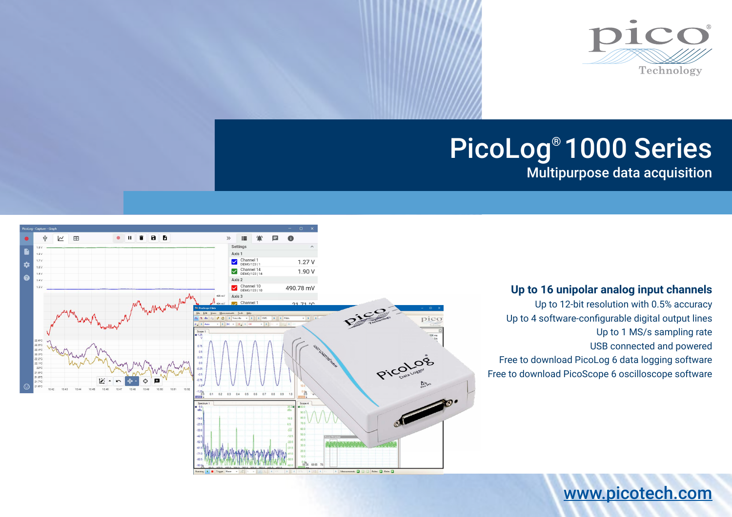# PicoLog® 1000 Series

## Multipurpose data acquisition

**Up to 16 unipolar analog input channels**

Up to 12-bit resolution with 0.5% accuracy

Up to 4 software-configurable digital output lines

Up to 1 MS/s sampling rate

USB connected and powered

Free to download PicoLog 6 data logging software

Free to download PicoScope 6 oscilloscope software

www.picotech.com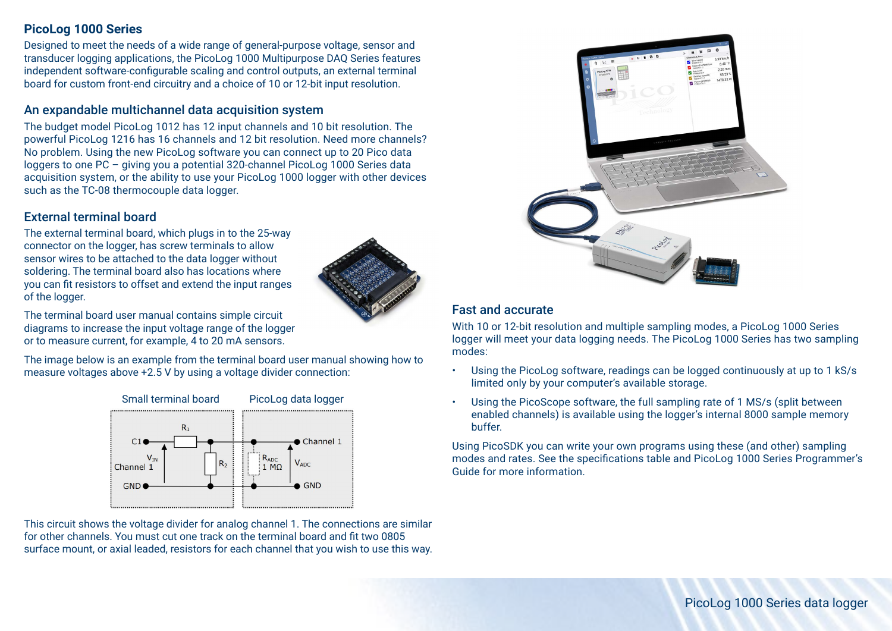## PicoLog 1000 Series

Designed to meet the needs of a wide range of general-purpose voltage, sensor and transducer logging applications, the PicoLog 1000 Multipurpose DAQ Series features independent software-configurable scaling and control outputs, an external terminal board for custom front-end circuitry and a choice of 10 or 12-bit input resolution.

### An expandable multichannel data acquisition system

The budget model PicoLog 1012 has 12 input channels and 10 bit resolution. The powerful PicoLog 1216 has 16 channels and 12 bit resolution. Need more channels? No problem. Using the new PicoLog software you can connect up to 20 Pico data loggers to one PC – giving you a potential 320-channel PicoLog 1000 Series data acquisition system, or the ability to use your PicoLog 1000 logger with other devices such as the TC-08 thermocouple data logger.

### External terminal board

The external terminal board, which plugs in to the 25-way connector on the logger, has screw terminals to allow sensor wires to be attached to the data logger without soldering. The terminal board also has locations where you can fit resistors to offset and extend the input ranges of the logger.

The terminal board user manual contains simple circuit diagrams to increase the input voltage range of the logger or to measure current, for example, 4 to 20 mA sensors.

The image below is an example from the terminal board user manual showing how to measure voltages above +2.5 V by using a voltage divider connection:

Small terminal board | PicoLog data logger

C1, $R_1$, $V_{IN}$ Channel 1, $R_2$, GND | $R_{ADC}$ 1 MΩ, $V_{ADC}$, Channel 1, GND

This circuit shows the voltage divider for analog channel 1. The connections are similar for other channels. You must cut one track on the terminal board and fit two 0805 surface mount, or axial leaded, resistors for each channel that you wish to use this way.

### Fast and accurate

With 10 or 12-bit resolution and multiple sampling modes, a PicoLog 1000 Series logger will meet your data logging needs. The PicoLog 1000 Series has two sampling modes:

- Using the PicoLog software, readings can be logged continuously at up to 1 kS/s limited only by your computer's available storage.
- Using the PicoScope software, the full sampling rate of 1 MS/s (split between enabled channels) is available using the logger's internal 8000 sample memory buffer.

Using PicoSDK you can write your own programs using these (and other) sampling modes and rates. See the specifications table and PicoLog 1000 Series Programmer's Guide for more information.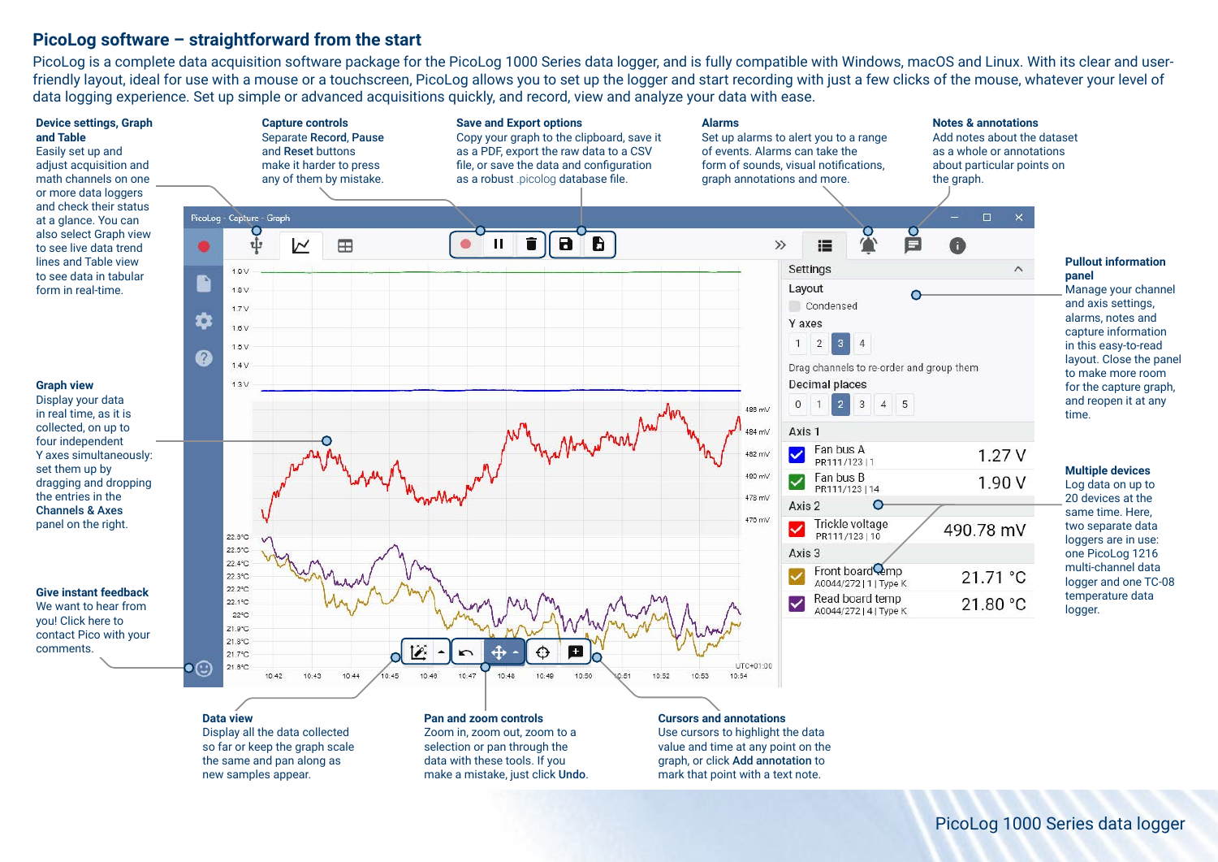## PicoLog software – straightforward from the start

PicoLog is a complete data acquisition software package for the PicoLog 1000 Series data logger, and is fully compatible with Windows, macOS and Linux. With its clear and user-friendly layout, ideal for use with a mouse or a touchscreen, PicoLog allows you to set up the logger and start recording with just a few clicks of the mouse, whatever your level of data logging experience. Set up simple or advanced acquisitions quickly, and record, view and analyze your data with ease.

**Device settings, Graph and Table**
Easily set up and adjust acquisition and math channels on one or more data loggers and check their status at a glance. You can also select Graph view to see live data trend lines and Table view to see data in tabular form in real-time.

**Capture controls**
Separate **Record**, **Pause** and **Reset** buttons make it harder to press any of them by mistake.

**Save and Export options**
Copy your graph to the clipboard, save it as a PDF, export the raw data to a CSV file, or save the data and configuration as a robust .picolog database file.

**Alarms**
Set up alarms to alert you to a range of events. Alarms can take the form of sounds, visual notifications, graph annotations and more.

**Notes & annotations**
Add notes about the dataset as a whole or annotations about particular points on the graph.

**Pullout information panel**
Manage your channel and axis settings, alarms, notes and capture information in this easy-to-read layout. Close the panel to make more room for the capture graph, and reopen it at any time.

**Graph view**
Display your data in real time, as it is collected, on up to four independent Y axes simultaneously: set them up by dragging and dropping the entries in the **Channels & Axes** panel on the right.

**Multiple devices**
Log data on up to 20 devices at the same time. Here, two separate data loggers are in use: one PicoLog 1216 multi-channel data logger and one TC-08 temperature data logger.

**Give instant feedback**
We want to hear from you! Click here to contact Pico with your comments.

**Data view**
Display all the data collected so far or keep the graph scale the same and pan along as new samples appear.

**Pan and zoom controls**
Zoom in, zoom out, zoom to a selection or pan through the data with these tools. If you make a mistake, just click **Undo**.

**Cursors and annotations**
Use cursors to highlight the data value and time at any point on the graph, or click **Add annotation** to mark that point with a text note.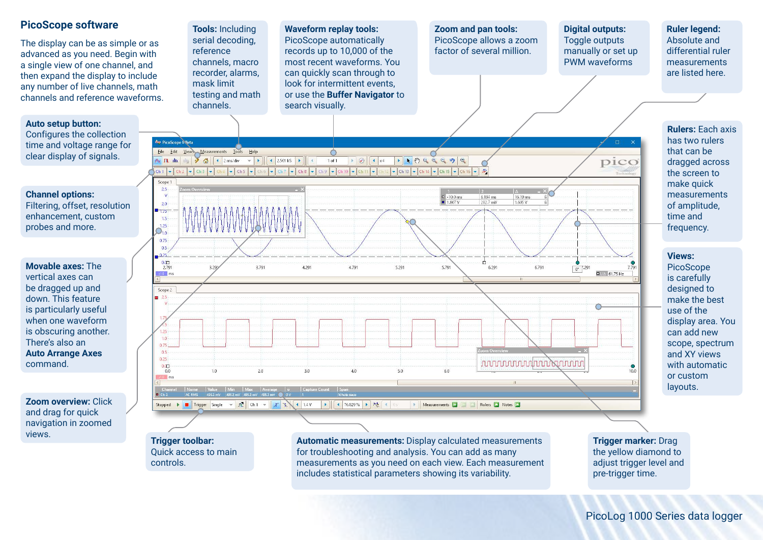## PicoScope software

The display can be as simple or as advanced as you need. Begin with a single view of one channel, and then expand the display to include any number of live channels, math channels and reference waveforms.

**Tools:** Including serial decoding, reference channels, macro recorder, alarms, mask limit testing and math channels.

**Waveform replay tools:** PicoScope automatically records up to 10,000 of the most recent waveforms. You can quickly scan through to look for intermittent events, or use the **Buffer Navigator** to search visually.

**Zoom and pan tools:** PicoScope allows a zoom factor of several million.

**Digital outputs:** Toggle outputs manually or set up PWM waveforms

**Ruler legend:** Absolute and differential ruler measurements are listed here.

**Auto setup button:** Configures the collection time and voltage range for clear display of signals.

**Channel options:** Filtering, offset, resolution enhancement, custom probes and more.

**Movable axes:** The vertical axes can be dragged up and down. This feature is particularly useful when one waveform is obscuring another. There's also an **Auto Arrange Axes** command.

**Zoom overview:** Click and drag for quick navigation in zoomed views.

**Rulers:** Each axis has two rulers that can be dragged across the screen to make quick measurements of amplitude, time and frequency.

**Views:** PicoScope is carefully designed to make the best use of the display area. You can add new scope, spectrum and XY views with automatic or custom layouts.

**Trigger toolbar:** Quick access to main controls.

**Automatic measurements:** Display calculated measurements for troubleshooting and analysis. You can add as many measurements as you need on each view. Each measurement includes statistical parameters showing its variability.

**Trigger marker:** Drag the yellow diamond to adjust trigger level and pre-trigger time.

PicoLog 1000 Series data logger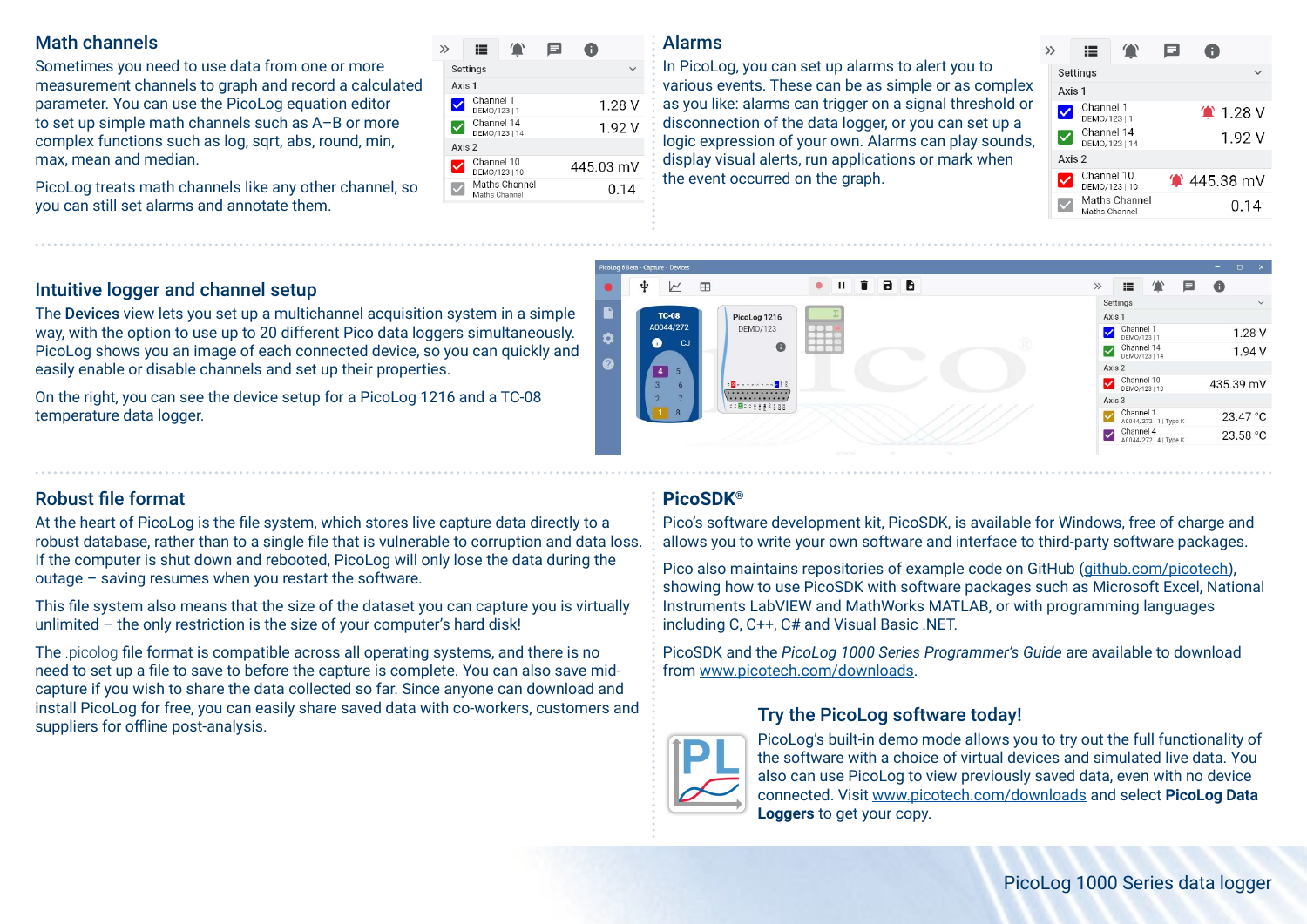## Math channels

Sometimes you need to use data from one or more measurement channels to graph and record a calculated parameter. You can use the PicoLog equation editor to set up simple math channels such as A–B or more complex functions such as log, sqrt, abs, round, min, max, mean and median.

PicoLog treats math channels like any other channel, so you can still set alarms and annotate them.

## Alarms

In PicoLog, you can set up alarms to alert you to various events. These can be as simple or as complex as you like: alarms can trigger on a signal threshold or disconnection of the data logger, or you can set up a logic expression of your own. Alarms can play sounds, display visual alerts, run applications or mark when the event occurred on the graph.

## Intuitive logger and channel setup

The **Devices** view lets you set up a multichannel acquisition system in a simple way, with the option to use up to 20 different Pico data loggers simultaneously. PicoLog shows you an image of each connected device, so you can quickly and easily enable or disable channels and set up their properties.

On the right, you can see the device setup for a PicoLog 1216 and a TC-08 temperature data logger.

## Robust file format

At the heart of PicoLog is the file system, which stores live capture data directly to a robust database, rather than to a single file that is vulnerable to corruption and data loss. If the computer is shut down and rebooted, PicoLog will only lose the data during the outage – saving resumes when you restart the software.

This file system also means that the size of the dataset you can capture you is virtually unlimited – the only restriction is the size of your computer's hard disk!

The .picolog file format is compatible across all operating systems, and there is no need to set up a file to save to before the capture is complete. You can also save mid-capture if you wish to share the data collected so far. Since anyone can download and install PicoLog for free, you can easily share saved data with co-workers, customers and suppliers for offline post-analysis.

## PicoSDK®

Pico's software development kit, PicoSDK, is available for Windows, free of charge and allows you to write your own software and interface to third-party software packages.

Pico also maintains repositories of example code on GitHub (github.com/picotech), showing how to use PicoSDK with software packages such as Microsoft Excel, National Instruments LabVIEW and MathWorks MATLAB, or with programming languages including C, C++, C# and Visual Basic .NET.

PicoSDK and the *PicoLog 1000 Series Programmer's Guide* are available to download from www.picotech.com/downloads.

### Try the PicoLog software today!

PicoLog's built-in demo mode allows you to try out the full functionality of the software with a choice of virtual devices and simulated live data. You also can use PicoLog to view previously saved data, even with no device connected. Visit www.picotech.com/downloads and select **PicoLog Data Loggers** to get your copy.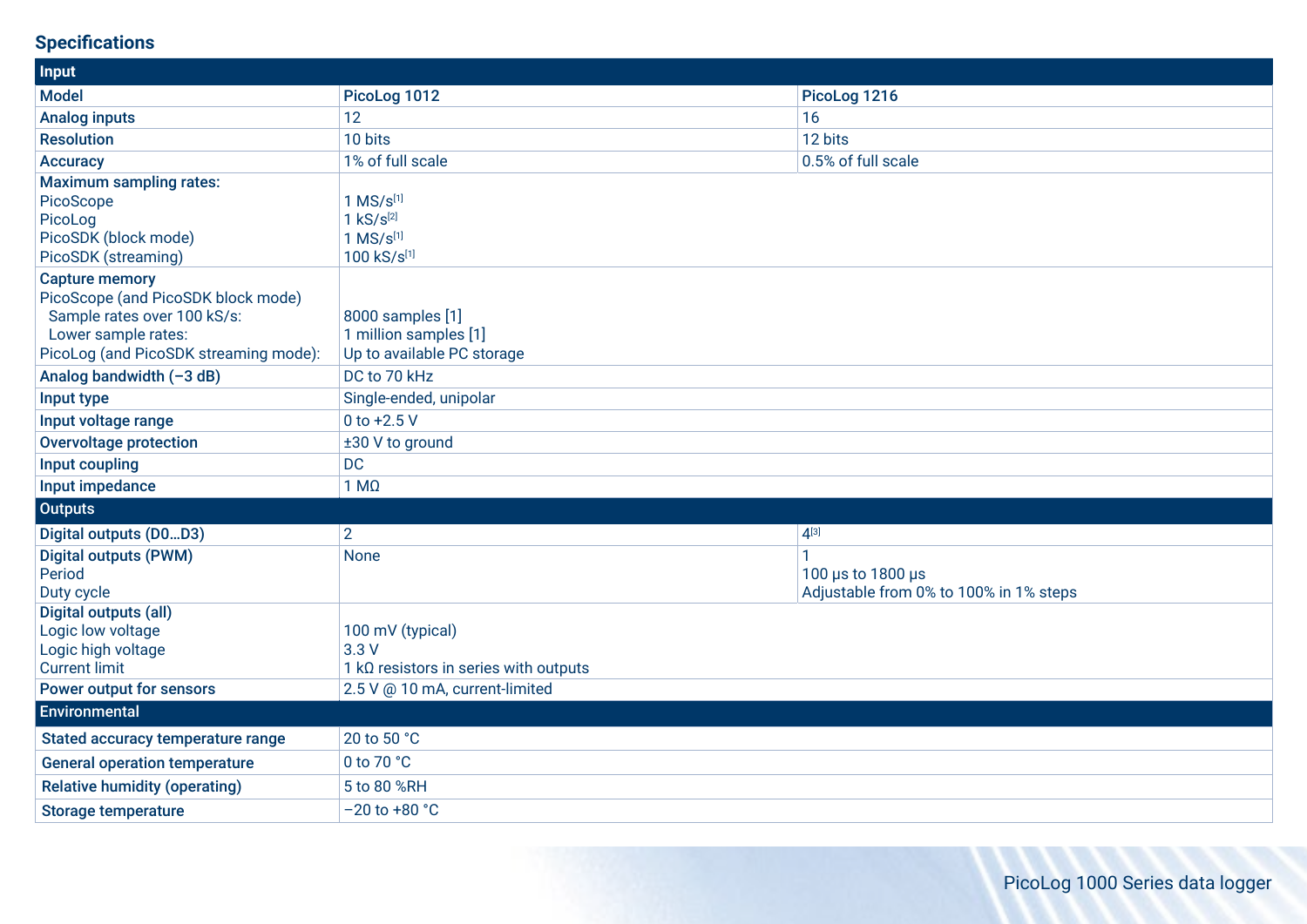## Specifications

| Input | | |
|---|---|---|
| **Model** | **PicoLog 1012** | **PicoLog 1216** |
| **Analog inputs** | 12 | 16 |
| **Resolution** | 10 bits | 12 bits |
| **Accuracy** | 1% of full scale | 0.5% of full scale |
| **Maximum sampling rates:**<br>PicoScope<br>PicoLog<br>PicoSDK (block mode)<br>PicoSDK (streaming) | <br>1 MS/s[1]<br>1 kS/s[2]<br>1 MS/s[1]<br>100 kS/s[1] | |
| **Capture memory**<br>PicoScope (and PicoSDK block mode)<br>Sample rates over 100 kS/s:<br>Lower sample rates:<br>PicoLog (and PicoSDK streaming mode): | <br><br>8000 samples [1]<br>1 million samples [1]<br>Up to available PC storage | |
| **Analog bandwidth (–3 dB)** | DC to 70 kHz | |
| **Input type** | Single-ended, unipolar | |
| **Input voltage range** | 0 to +2.5 V | |
| **Overvoltage protection** | ±30 V to ground | |
| **Input coupling** | DC | |
| **Input impedance** | 1 MΩ | |
| **Outputs** | | |
| **Digital outputs (D0…D3)** | 2 | 4[3] |
| **Digital outputs (PWM)**<br>Period<br>Duty cycle | None | 1<br>100 μs to 1800 μs<br>Adjustable from 0% to 100% in 1% steps |
| **Digital outputs (all)**<br>Logic low voltage<br>Logic high voltage<br>Current limit | <br>100 mV (typical)<br>3.3 V<br>1 kΩ resistors in series with outputs | |
| **Power output for sensors** | 2.5 V @ 10 mA, current-limited | |
| **Environmental** | | |
| **Stated accuracy temperature range** | 20 to 50 °C | |
| **General operation temperature** | 0 to 70 °C | |
| **Relative humidity (operating)** | 5 to 80 %RH | |
| **Storage temperature** | –20 to +80 °C | |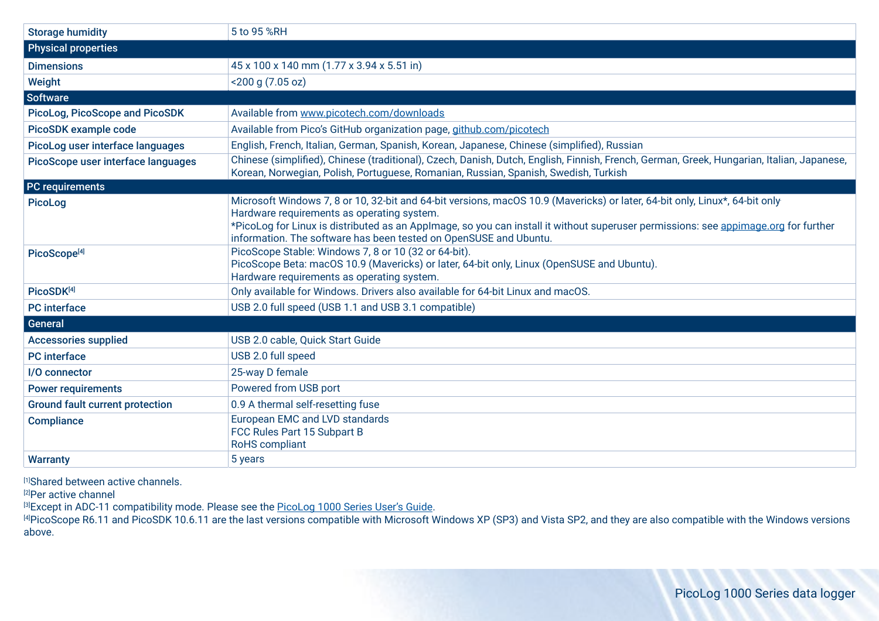| | |
|---|---|
| **Storage humidity** | 5 to 95 %RH |
| **Physical properties** | |
| **Dimensions** | 45 x 100 x 140 mm (1.77 x 3.94 x 5.51 in) |
| **Weight** | <200 g (7.05 oz) |
| **Software** | |
| **PicoLog, PicoScope and PicoSDK** | Available from www.picotech.com/downloads |
| **PicoSDK example code** | Available from Pico's GitHub organization page, github.com/picotech |
| **PicoLog user interface languages** | English, French, Italian, German, Spanish, Korean, Japanese, Chinese (simplified), Russian |
| **PicoScope user interface languages** | Chinese (simplified), Chinese (traditional), Czech, Danish, Dutch, English, Finnish, French, German, Greek, Hungarian, Italian, Japanese, Korean, Norwegian, Polish, Portuguese, Romanian, Russian, Spanish, Swedish, Turkish |
| **PC requirements** | |
| **PicoLog** | Microsoft Windows 7, 8 or 10, 32-bit and 64-bit versions, macOS 10.9 (Mavericks) or later, 64-bit only, Linux*, 64-bit only<br>Hardware requirements as operating system.<br>*PicoLog for Linux is distributed as an AppImage, so you can install it without superuser permissions: see appimage.org for further information. The software has been tested on OpenSUSE and Ubuntu. |
| **PicoScope**[4] | PicoScope Stable: Windows 7, 8 or 10 (32 or 64-bit).<br>PicoScope Beta: macOS 10.9 (Mavericks) or later, 64-bit only, Linux (OpenSUSE and Ubuntu).<br>Hardware requirements as operating system. |
| **PicoSDK**[4] | Only available for Windows. Drivers also available for 64-bit Linux and macOS. |
| **PC interface** | USB 2.0 full speed (USB 1.1 and USB 3.1 compatible) |
| **General** | |
| **Accessories supplied** | USB 2.0 cable, Quick Start Guide |
| **PC interface** | USB 2.0 full speed |
| **I/O connector** | 25-way D female |
| **Power requirements** | Powered from USB port |
| **Ground fault current protection** | 0.9 A thermal self-resetting fuse |
| **Compliance** | European EMC and LVD standards<br>FCC Rules Part 15 Subpart B<br>RoHS compliant |
| **Warranty** | 5 years |

[1]Shared between active channels.
[2]Per active channel
[3]Except in ADC-11 compatibility mode. Please see the PicoLog 1000 Series User's Guide.
[4]PicoScope R6.11 and PicoSDK 10.6.11 are the last versions compatible with Microsoft Windows XP (SP3) and Vista SP2, and they are also compatible with the Windows versions above.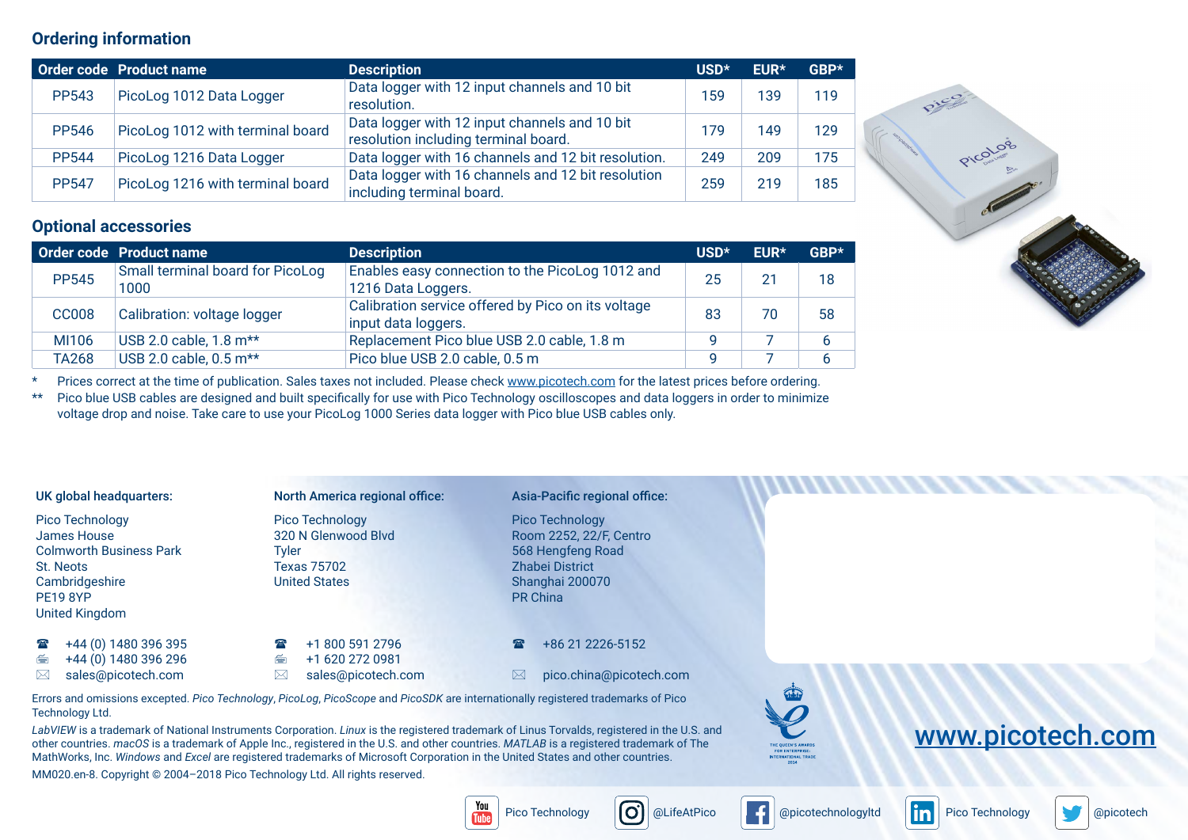## Ordering information

| Order code | Product name | Description | USD* | EUR* | GBP* |
|---|---|---|---|---|---|
| PP543 | PicoLog 1012 Data Logger | Data logger with 12 input channels and 10 bit resolution. | 159 | 139 | 119 |
| PP546 | PicoLog 1012 with terminal board | Data logger with 12 input channels and 10 bit resolution including terminal board. | 179 | 149 | 129 |
| PP544 | PicoLog 1216 Data Logger | Data logger with 16 channels and 12 bit resolution. | 249 | 209 | 175 |
| PP547 | PicoLog 1216 with terminal board | Data logger with 16 channels and 12 bit resolution including terminal board. | 259 | 219 | 185 |

## Optional accessories

| Order code | Product name | Description | USD* | EUR* | GBP* |
|---|---|---|---|---|---|
| PP545 | Small terminal board for PicoLog 1000 | Enables easy connection to the PicoLog 1012 and 1216 Data Loggers. | 25 | 21 | 18 |
| CC008 | Calibration: voltage logger | Calibration service offered by Pico on its voltage input data loggers. | 83 | 70 | 58 |
| MI106 | USB 2.0 cable, 1.8 m** | Replacement Pico blue USB 2.0 cable, 1.8 m | 9 | 7 | 6 |
| TA268 | USB 2.0 cable, 0.5 m** | Pico blue USB 2.0 cable, 0.5 m | 9 | 7 | 6 |

\* Prices correct at the time of publication. Sales taxes not included. Please check www.picotech.com for the latest prices before ordering.

\*\* Pico blue USB cables are designed and built specifically for use with Pico Technology oscilloscopes and data loggers in order to minimize voltage drop and noise. Take care to use your PicoLog 1000 Series data logger with Pico blue USB cables only.

**UK global headquarters:**

Pico Technology
James House
Colmworth Business Park
St. Neots
Cambridgeshire
PE19 8YP
United Kingdom

☎ +44 (0) 1480 396 395
📠 +44 (0) 1480 396 296
✉ sales@picotech.com

**North America regional office:**

Pico Technology
320 N Glenwood Blvd
Tyler
Texas 75702
United States

☎ +1 800 591 2796
📠 +1 620 272 0981
✉ sales@picotech.com

**Asia-Pacific regional office:**

Pico Technology
Room 2252, 22/F, Centro
568 Hengfeng Road
Zhabei District
Shanghai 200070
PR China

☎ +86 21 2226-5152
✉ pico.china@picotech.com

Errors and omissions excepted. *Pico Technology*, *PicoLog*, *PicoScope* and *PicoSDK* are internationally registered trademarks of Pico Technology Ltd.

*LabVIEW* is a trademark of National Instruments Corporation. *Linux* is the registered trademark of Linus Torvalds, registered in the U.S. and other countries. *macOS* is a trademark of Apple Inc., registered in the U.S. and other countries. *MATLAB* is a registered trademark of The MathWorks, Inc. *Windows* and *Excel* are registered trademarks of Microsoft Corporation in the United States and other countries.

MM020.en-8. Copyright © 2004–2018 Pico Technology Ltd. All rights reserved.

THE QUEEN'S AWARDS FOR ENTERPRISE: INTERNATIONAL TRADE 2014

www.picotech.com

Pico Technology | @LifeAtPico | @picotechnologyltd | Pico Technology | @picotech